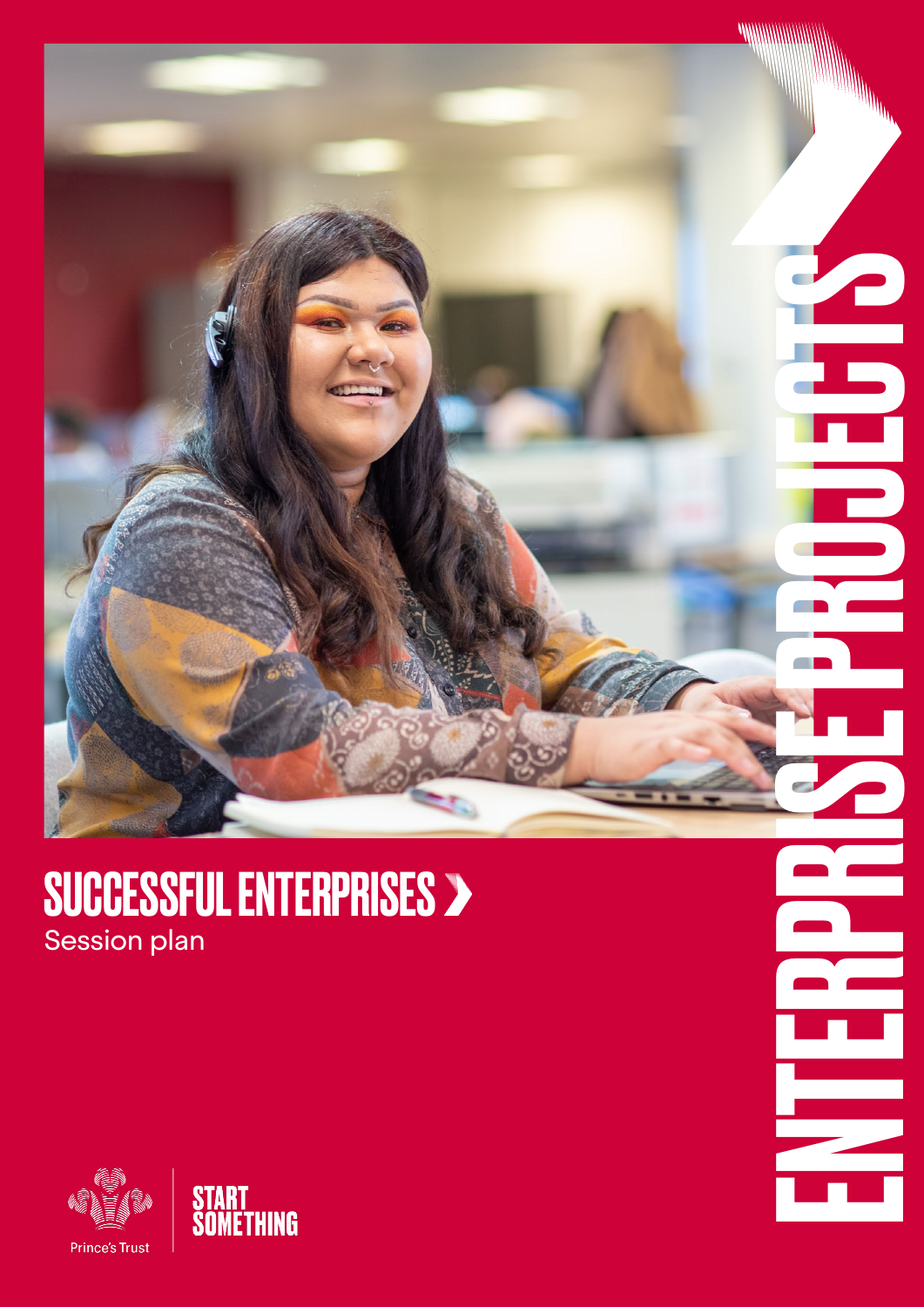# ENTERPRISE PROJECTS

## SUCCESSFUL ENTERPRISES

Session plan

Prince's Trust

START SOMETHING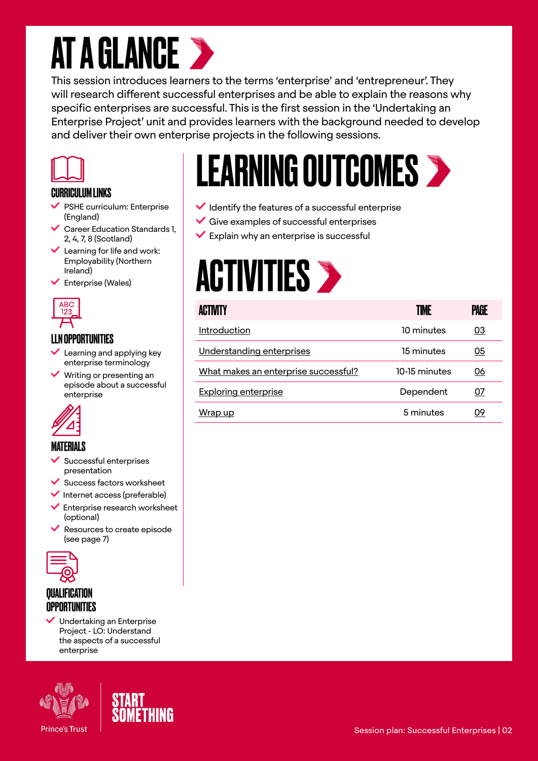# AT A GLANCE

This session introduces learners to the terms 'enterprise' and 'entrepreneur'. They will research different successful enterprises and be able to explain the reasons why specific enterprises are successful. This is the first session in the 'Undertaking an Enterprise Project' unit and provides learners with the background needed to develop and deliver their own enterprise projects in the following sessions.

### CURRICULUM LINKS

- PSHE curriculum: Enterprise (England)
- Career Education Standards 1, 2, 4, 7, 8 (Scotland)
- Learning for life and work: Employability (Northern Ireland)
- Enterprise (Wales)

### LLN OPPORTUNITIES

- Learning and applying key enterprise terminology
- Writing or presenting an episode about a successful enterprise

### MATERIALS

- Successful enterprises presentation
- Success factors worksheet
- Internet access (preferable)
- Enterprise research worksheet (optional)
- Resources to create episode (see page 7)

### QUALIFICATION OPPORTUNITIES

- Undertaking an Enterprise Project - LO: Understand the aspects of a successful enterprise

# LEARNING OUTCOMES

- Identify the features of a successful enterprise
- Give examples of successful enterprises
- Explain why an enterprise is successful

# ACTIVITIES

| ACTIVITY | TIME | PAGE |
|---|---|---|
| Introduction | 10 minutes | 03 |
| Understanding enterprises | 15 minutes | 05 |
| What makes an enterprise successful? | 10-15 minutes | 06 |
| Exploring enterprise | Dependent | 07 |
| Wrap up | 5 minutes | 09 |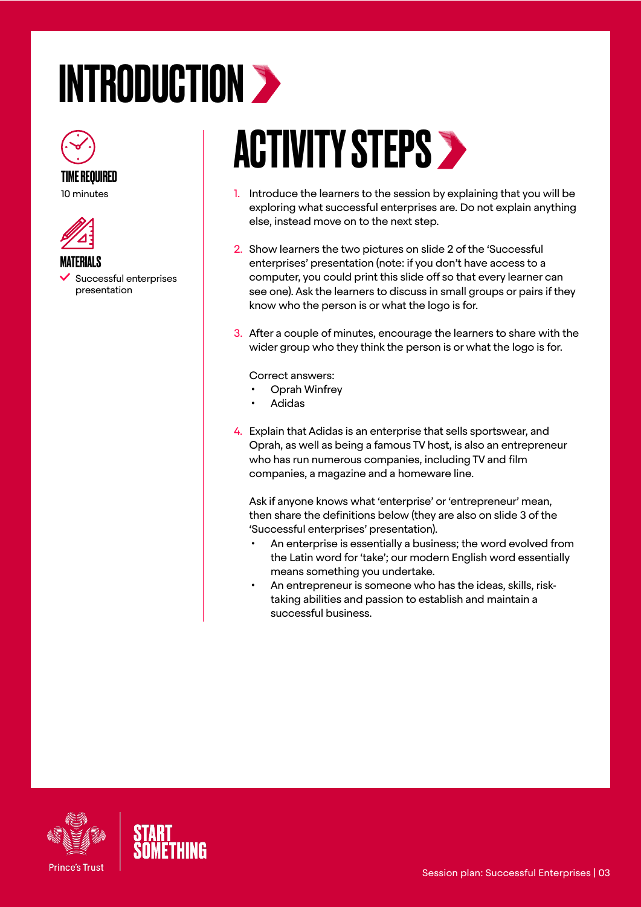# INTRODUCTION

**TIME REQUIRED**

10 minutes

**MATERIALS**

- Successful enterprises presentation

## ACTIVITY STEPS

1. Introduce the learners to the session by explaining that you will be exploring what successful enterprises are. Do not explain anything else, instead move on to the next step.

2. Show learners the two pictures on slide 2 of the 'Successful enterprises' presentation (note: if you don't have access to a computer, you could print this slide off so that every learner can see one). Ask the learners to discuss in small groups or pairs if they know who the person is or what the logo is for.

3. After a couple of minutes, encourage the learners to share with the wider group who they think the person is or what the logo is for.

   Correct answers:
   - Oprah Winfrey
   - Adidas

4. Explain that Adidas is an enterprise that sells sportswear, and Oprah, as well as being a famous TV host, is also an entrepreneur who has run numerous companies, including TV and film companies, a magazine and a homeware line.

   Ask if anyone knows what 'enterprise' or 'entrepreneur' mean, then share the definitions below (they are also on slide 3 of the 'Successful enterprises' presentation).
   - An enterprise is essentially a business; the word evolved from the Latin word for 'take'; our modern English word essentially means something you undertake.
   - An entrepreneur is someone who has the ideas, skills, risk-taking abilities and passion to establish and maintain a successful business.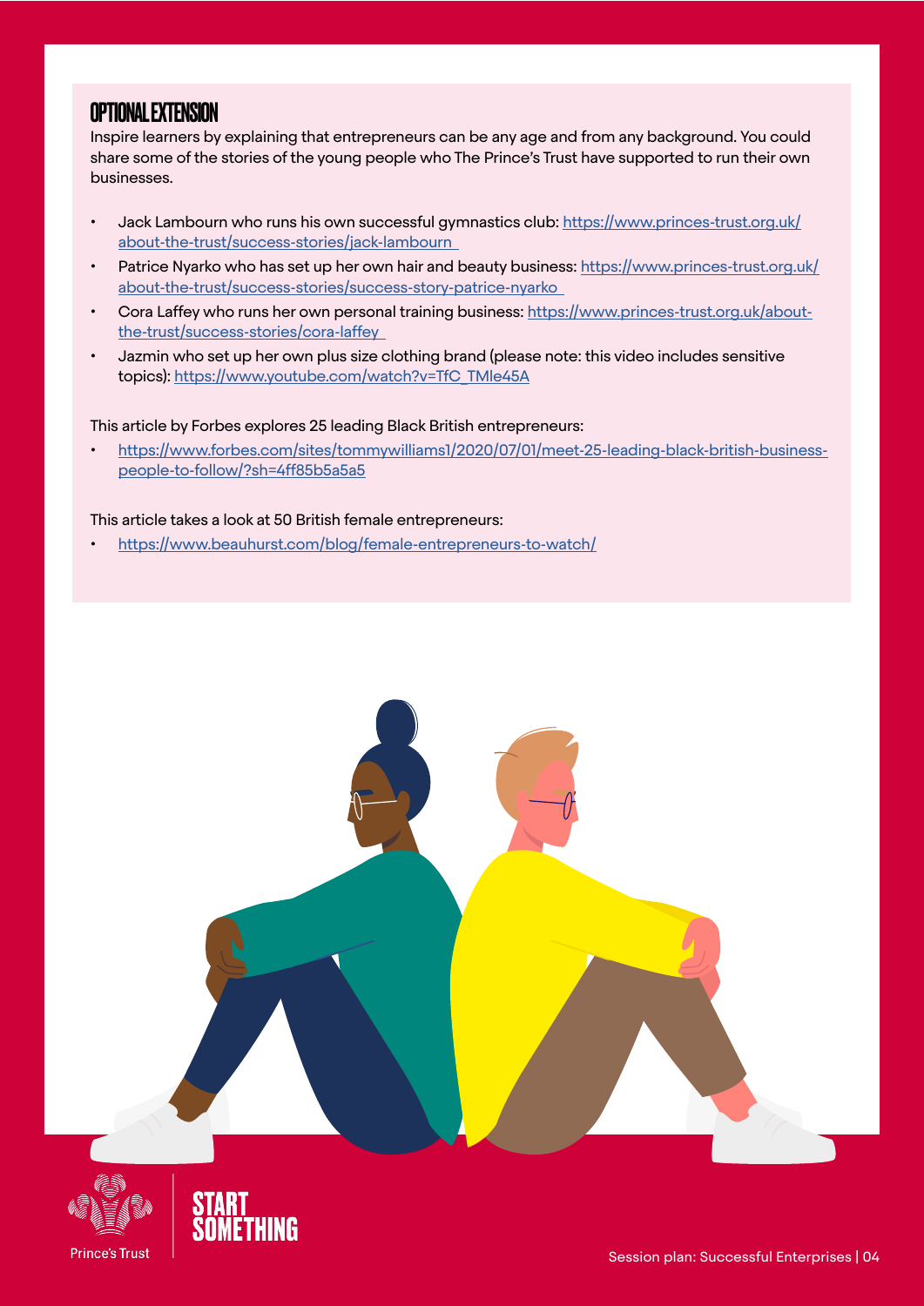## OPTIONAL EXTENSION

Inspire learners by explaining that entrepreneurs can be any age and from any background. You could share some of the stories of the young people who The Prince's Trust have supported to run their own businesses.

- Jack Lambourn who runs his own successful gymnastics club: https://www.princes-trust.org.uk/about-the-trust/success-stories/jack-lambourn
- Patrice Nyarko who has set up her own hair and beauty business: https://www.princes-trust.org.uk/about-the-trust/success-stories/success-story-patrice-nyarko
- Cora Laffey who runs her own personal training business: https://www.princes-trust.org.uk/about-the-trust/success-stories/cora-laffey
- Jazmin who set up her own plus size clothing brand (please note: this video includes sensitive topics): https://www.youtube.com/watch?v=TfC_TMle45A

This article by Forbes explores 25 leading Black British entrepreneurs:

- https://www.forbes.com/sites/tommywilliams1/2020/07/01/meet-25-leading-black-british-business-people-to-follow/?sh=4ff85b5a5a5

This article takes a look at 50 British female entrepreneurs:

- https://www.beauhurst.com/blog/female-entrepreneurs-to-watch/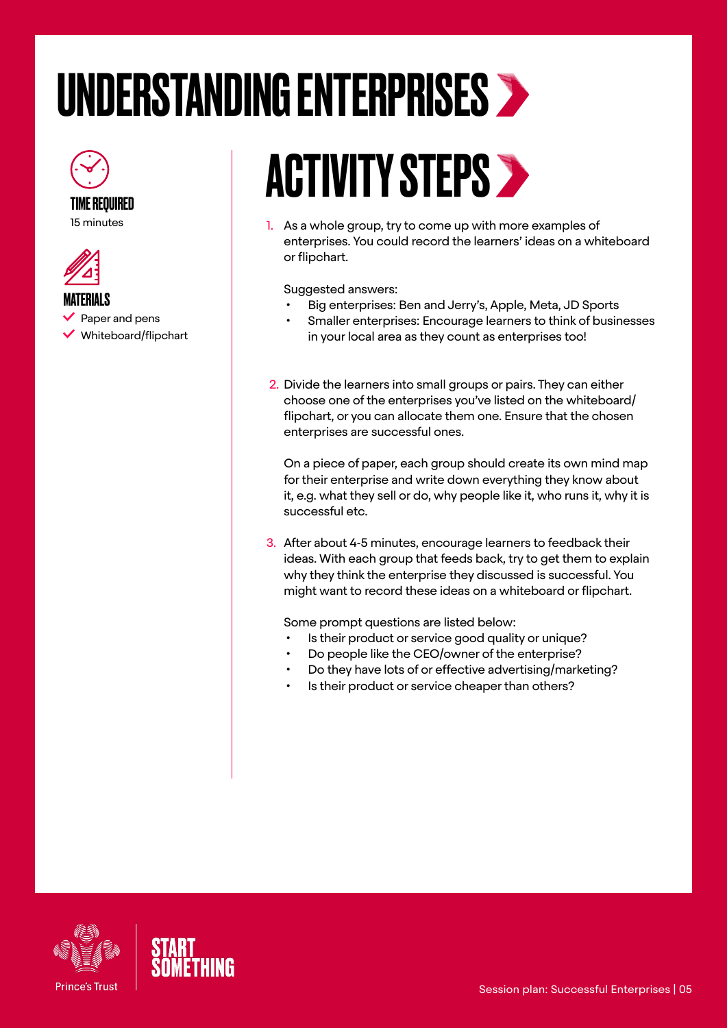# UNDERSTANDING ENTERPRISES

**TIME REQUIRED**

15 minutes

**MATERIALS**

- Paper and pens
- Whiteboard/flipchart

## ACTIVITY STEPS

1. As a whole group, try to come up with more examples of enterprises. You could record the learners' ideas on a whiteboard or flipchart.

   Suggested answers:
   - Big enterprises: Ben and Jerry's, Apple, Meta, JD Sports
   - Smaller enterprises: Encourage learners to think of businesses in your local area as they count as enterprises too!

2. Divide the learners into small groups or pairs. They can either choose one of the enterprises you've listed on the whiteboard/flipchart, or you can allocate them one. Ensure that the chosen enterprises are successful ones.

   On a piece of paper, each group should create its own mind map for their enterprise and write down everything they know about it, e.g. what they sell or do, why people like it, who runs it, why it is successful etc.

3. After about 4-5 minutes, encourage learners to feedback their ideas. With each group that feeds back, try to get them to explain why they think the enterprise they discussed is successful. You might want to record these ideas on a whiteboard or flipchart.

   Some prompt questions are listed below:
   - Is their product or service good quality or unique?
   - Do people like the CEO/owner of the enterprise?
   - Do they have lots of or effective advertising/marketing?
   - Is their product or service cheaper than others?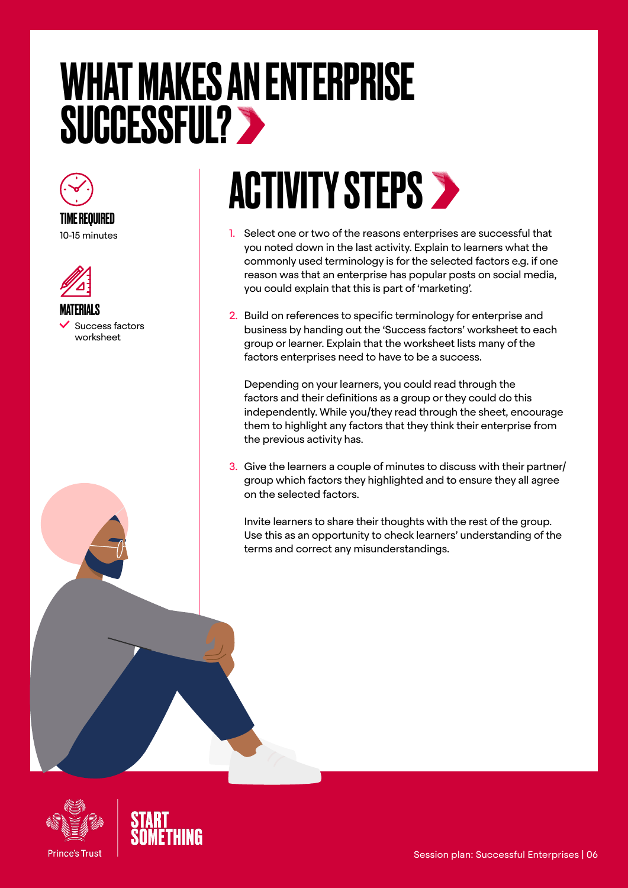# WHAT MAKES AN ENTERPRISE SUCCESSFUL?

**TIME REQUIRED**

10-15 minutes

**MATERIALS**

- ✓ Success factors worksheet

## ACTIVITY STEPS

1. Select one or two of the reasons enterprises are successful that you noted down in the last activity. Explain to learners what the commonly used terminology is for the selected factors e.g. if one reason was that an enterprise has popular posts on social media, you could explain that this is part of 'marketing'.

2. Build on references to specific terminology for enterprise and business by handing out the 'Success factors' worksheet to each group or learner. Explain that the worksheet lists many of the factors enterprises need to have to be a success.

   Depending on your learners, you could read through the factors and their definitions as a group or they could do this independently. While you/they read through the sheet, encourage them to highlight any factors that they think their enterprise from the previous activity has.

3. Give the learners a couple of minutes to discuss with their partner/group which factors they highlighted and to ensure they all agree on the selected factors.

   Invite learners to share their thoughts with the rest of the group. Use this as an opportunity to check learners' understanding of the terms and correct any misunderstandings.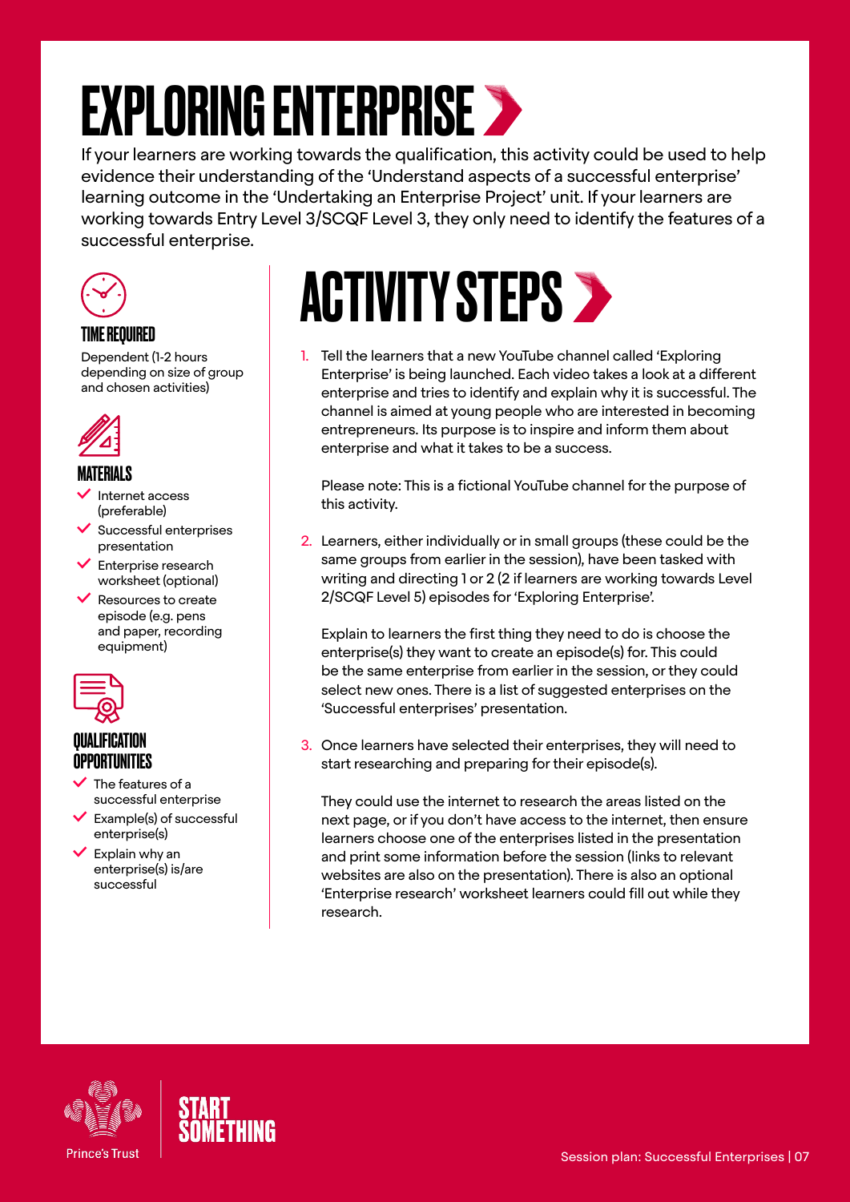# EXPLORING ENTERPRISE

If your learners are working towards the qualification, this activity could be used to help evidence their understanding of the 'Understand aspects of a successful enterprise' learning outcome in the 'Undertaking an Enterprise Project' unit. If your learners are working towards Entry Level 3/SCQF Level 3, they only need to identify the features of a successful enterprise.

### TIME REQUIRED

Dependent (1-2 hours depending on size of group and chosen activities)

### MATERIALS

- Internet access (preferable)
- Successful enterprises presentation
- Enterprise research worksheet (optional)
- Resources to create episode (e.g. pens and paper, recording equipment)

### QUALIFICATION OPPORTUNITIES

- The features of a successful enterprise
- Example(s) of successful enterprise(s)
- Explain why an enterprise(s) is/are successful

## ACTIVITY STEPS

1. Tell the learners that a new YouTube channel called 'Exploring Enterprise' is being launched. Each video takes a look at a different enterprise and tries to identify and explain why it is successful. The channel is aimed at young people who are interested in becoming entrepreneurs. Its purpose is to inspire and inform them about enterprise and what it takes to be a success.

   Please note: This is a fictional YouTube channel for the purpose of this activity.

2. Learners, either individually or in small groups (these could be the same groups from earlier in the session), have been tasked with writing and directing 1 or 2 (2 if learners are working towards Level 2/SCQF Level 5) episodes for 'Exploring Enterprise'.

   Explain to learners the first thing they need to do is choose the enterprise(s) they want to create an episode(s) for. This could be the same enterprise from earlier in the session, or they could select new ones. There is a list of suggested enterprises on the 'Successful enterprises' presentation.

3. Once learners have selected their enterprises, they will need to start researching and preparing for their episode(s).

   They could use the internet to research the areas listed on the next page, or if you don't have access to the internet, then ensure learners choose one of the enterprises listed in the presentation and print some information before the session (links to relevant websites are also on the presentation). There is also an optional 'Enterprise research' worksheet learners could fill out while they research.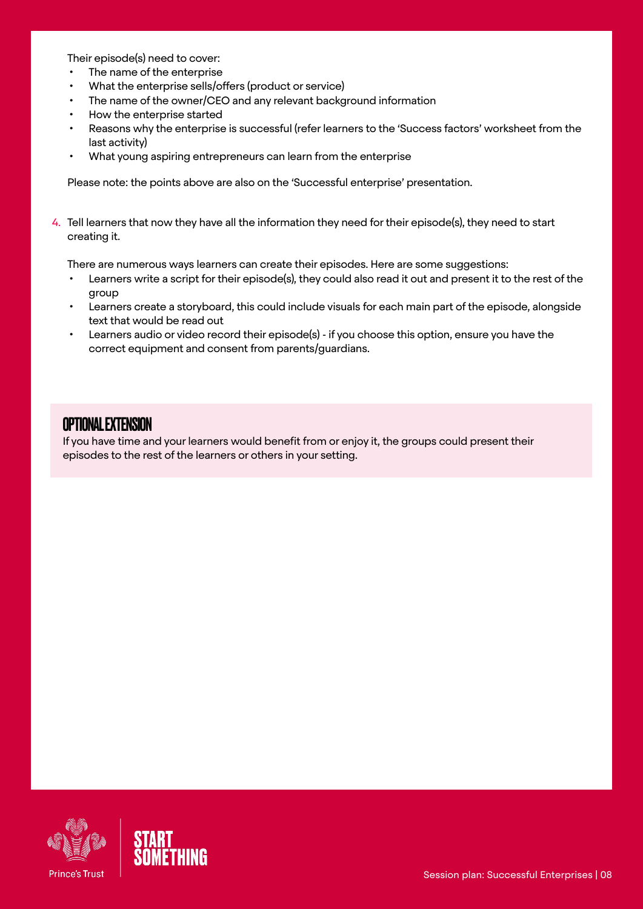Their episode(s) need to cover:

- The name of the enterprise
- What the enterprise sells/offers (product or service)
- The name of the owner/CEO and any relevant background information
- How the enterprise started
- Reasons why the enterprise is successful (refer learners to the 'Success factors' worksheet from the last activity)
- What young aspiring entrepreneurs can learn from the enterprise

Please note: the points above are also on the 'Successful enterprise' presentation.

4. Tell learners that now they have all the information they need for their episode(s), they need to start creating it.

   There are numerous ways learners can create their episodes. Here are some suggestions:

   - Learners write a script for their episode(s), they could also read it out and present it to the rest of the group
   - Learners create a storyboard, this could include visuals for each main part of the episode, alongside text that would be read out
   - Learners audio or video record their episode(s) - if you choose this option, ensure you have the correct equipment and consent from parents/guardians.

## OPTIONAL EXTENSION

If you have time and your learners would benefit from or enjoy it, the groups could present their episodes to the rest of the learners or others in your setting.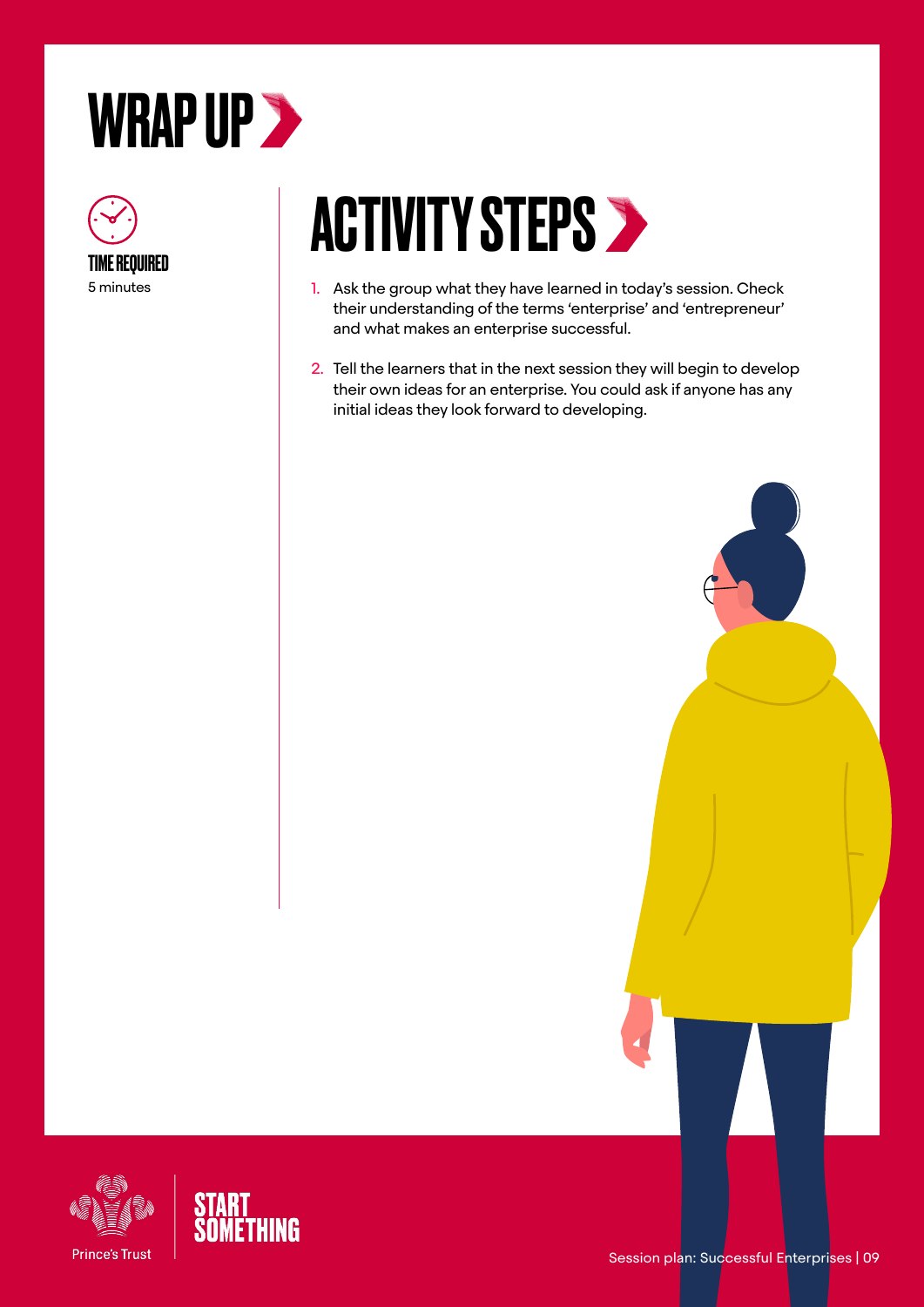# WRAP UP

**TIME REQUIRED**
5 minutes

## ACTIVITY STEPS

1. Ask the group what they have learned in today's session. Check their understanding of the terms 'enterprise' and 'entrepreneur' and what makes an enterprise successful.
2. Tell the learners that in the next session they will begin to develop their own ideas for an enterprise. You could ask if anyone has any initial ideas they look forward to developing.

Prince's Trust

START SOMETHING